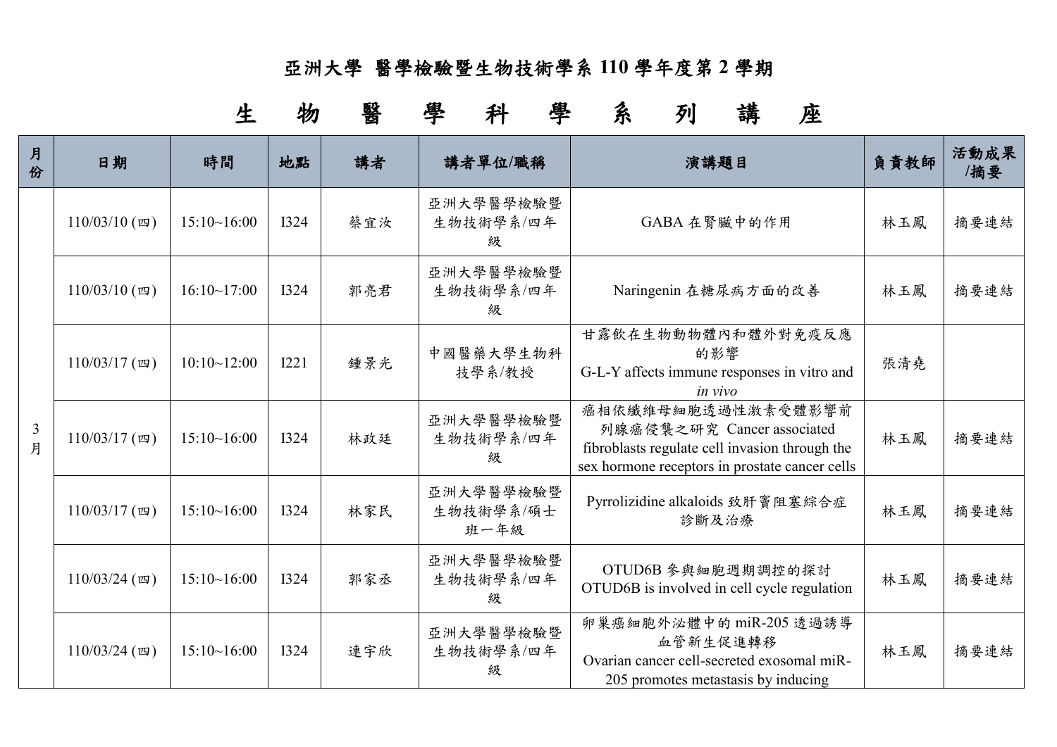# 亞洲大學 醫學檢驗暨生物技術學系 110 學年度第 2 學期

## 生 物 醫 學 科 學 系 列 講 座

| 月份 | 日期 | 時間 | 地點 | 講者 | 講者單位/職稱 | 演講題目 | 負責教師 | 活動成果/摘要 |
|---|---|---|---|---|---|---|---|---|
| 3月 | 110/03/10 (四) | 15:10~16:00 | I324 | 蔡宜汝 | 亞洲大學醫學檢驗暨生物技術學系/四年級 | GABA 在腎臟中的作用 | 林玉鳳 | 摘要連結 |
| | 110/03/10 (四) | 16:10~17:00 | I324 | 郭亮君 | 亞洲大學醫學檢驗暨生物技術學系/四年級 | Naringenin 在糖尿病方面的改善 | 林玉鳳 | 摘要連結 |
| | 110/03/17 (四) | 10:10~12:00 | I221 | 鍾景光 | 中國醫藥大學生物科技學系/教授 | 甘露飲在生物動物體內和體外對免疫反應的影響 G-L-Y affects immune responses in vitro and *in vivo* | 張清堯 | |
| | 110/03/17 (四) | 15:10~16:00 | I324 | 林政廷 | 亞洲大學醫學檢驗暨生物技術學系/四年級 | 癌相依纖維母細胞透過性激素受體影響前列腺癌侵襲之研究 Cancer associated fibroblasts regulate cell invasion through the sex hormone receptors in prostate cancer cells | 林玉鳳 | 摘要連結 |
| | 110/03/17 (四) | 15:10~16:00 | I324 | 林家民 | 亞洲大學醫學檢驗暨生物技術學系/碩士班一年級 | Pyrrolizidine alkaloids 致肝竇阻塞綜合症診斷及治療 | 林玉鳳 | 摘要連結 |
| | 110/03/24 (四) | 15:10~16:00 | I324 | 郭家丞 | 亞洲大學醫學檢驗暨生物技術學系/四年級 | OTUD6B 參與細胞週期調控的探討 OTUD6B is involved in cell cycle regulation | 林玉鳳 | 摘要連結 |
| | 110/03/24 (四) | 15:10~16:00 | I324 | 連宇欣 | 亞洲大學醫學檢驗暨生物技術學系/四年級 | 卵巢癌細胞外泌體中的 miR-205 透過誘導血管新生促進轉移 Ovarian cancer cell-secreted exosomal miR-205 promotes metastasis by inducing | 林玉鳳 | 摘要連結 |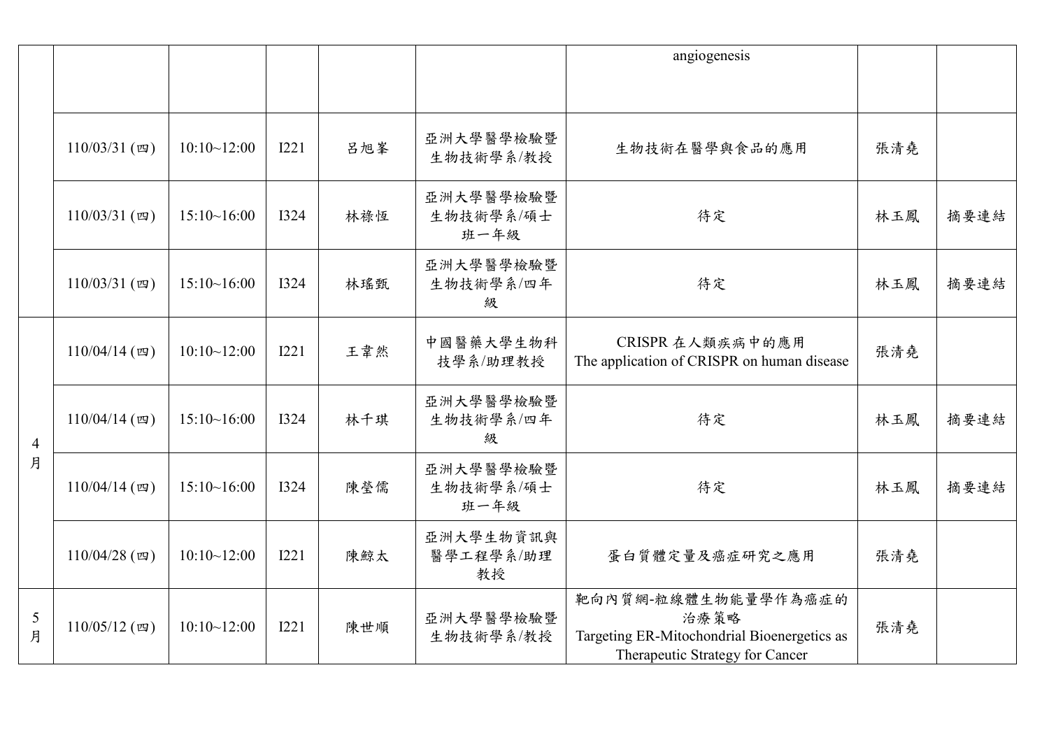| | | | | | | | | |
|---|---|---|---|---|---|---|---|---|
| | | | | | | angiogenesis | | |
| | 110/03/31 (四) | 10:10~12:00 | I221 | 呂旭峯 | 亞洲大學醫學檢驗暨生物技術學系/教授 | 生物技術在醫學與食品的應用 | 張清堯 | |
| | 110/03/31 (四) | 15:10~16:00 | I324 | 林祿恆 | 亞洲大學醫學檢驗暨生物技術學系/碩士班一年級 | 待定 | 林玉鳳 | 摘要連結 |
| | 110/03/31 (四) | 15:10~16:00 | I324 | 林瑤甄 | 亞洲大學醫學檢驗暨生物技術學系/四年級 | 待定 | 林玉鳳 | 摘要連結 |
| 4月 | 110/04/14 (四) | 10:10~12:00 | I221 | 王韋然 | 中國醫藥大學生物科技學系/助理教授 | CRISPR 在人類疾病中的應用 The application of CRISPR on human disease | 張清堯 | |
| | 110/04/14 (四) | 15:10~16:00 | I324 | 林千琪 | 亞洲大學醫學檢驗暨生物技術學系/四年級 | 待定 | 林玉鳳 | 摘要連結 |
| | 110/04/14 (四) | 15:10~16:00 | I324 | 陳瑩儒 | 亞洲大學醫學檢驗暨生物技術學系/碩士班一年級 | 待定 | 林玉鳳 | 摘要連結 |
| | 110/04/28 (四) | 10:10~12:00 | I221 | 陳鯨太 | 亞洲大學生物資訊與醫學工程學系/助理教授 | 蛋白質體定量及癌症研究之應用 | 張清堯 | |
| 5月 | 110/05/12 (四) | 10:10~12:00 | I221 | 陳世順 | 亞洲大學醫學檢驗暨生物技術學系/教授 | 靶向內質網-粒線體生物能量學作為癌症的治療策略 Targeting ER-Mitochondrial Bioenergetics as Therapeutic Strategy for Cancer | 張清堯 | |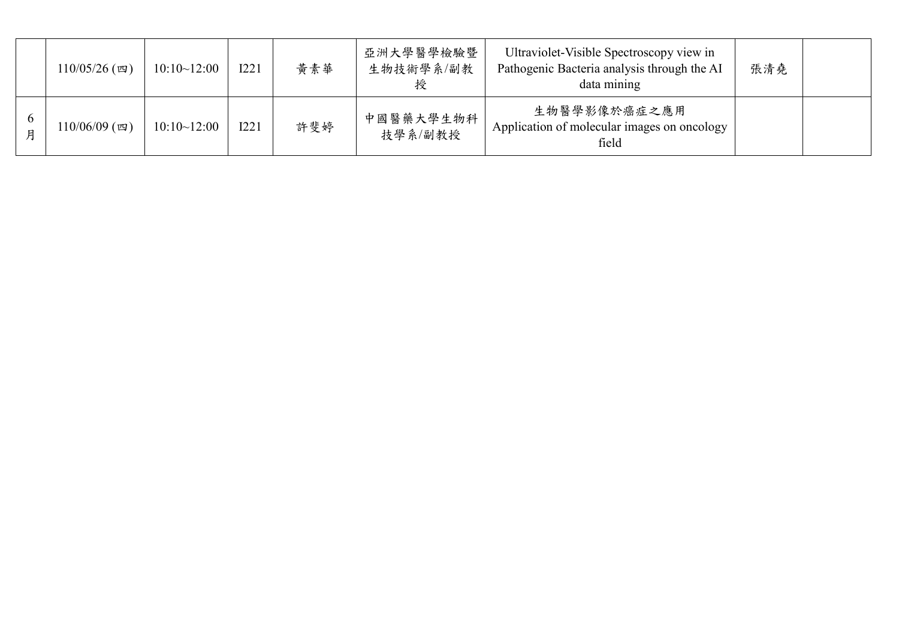| | | | | | | | | |
|---|---|---|---|---|---|---|---|---|
| | 110/05/26 (四) | 10:10~12:00 | I221 | 黃素華 | 亞洲大學醫學檢驗暨生物技術學系/副教授 | Ultraviolet-Visible Spectroscopy view in Pathogenic Bacteria analysis through the AI data mining | 張清堯 | |
| 6月 | 110/06/09 (四) | 10:10~12:00 | I221 | 許斐婷 | 中國醫藥大學生物科技學系/副教授 | 生物醫學影像於癌症之應用 Application of molecular images on oncology field | | |